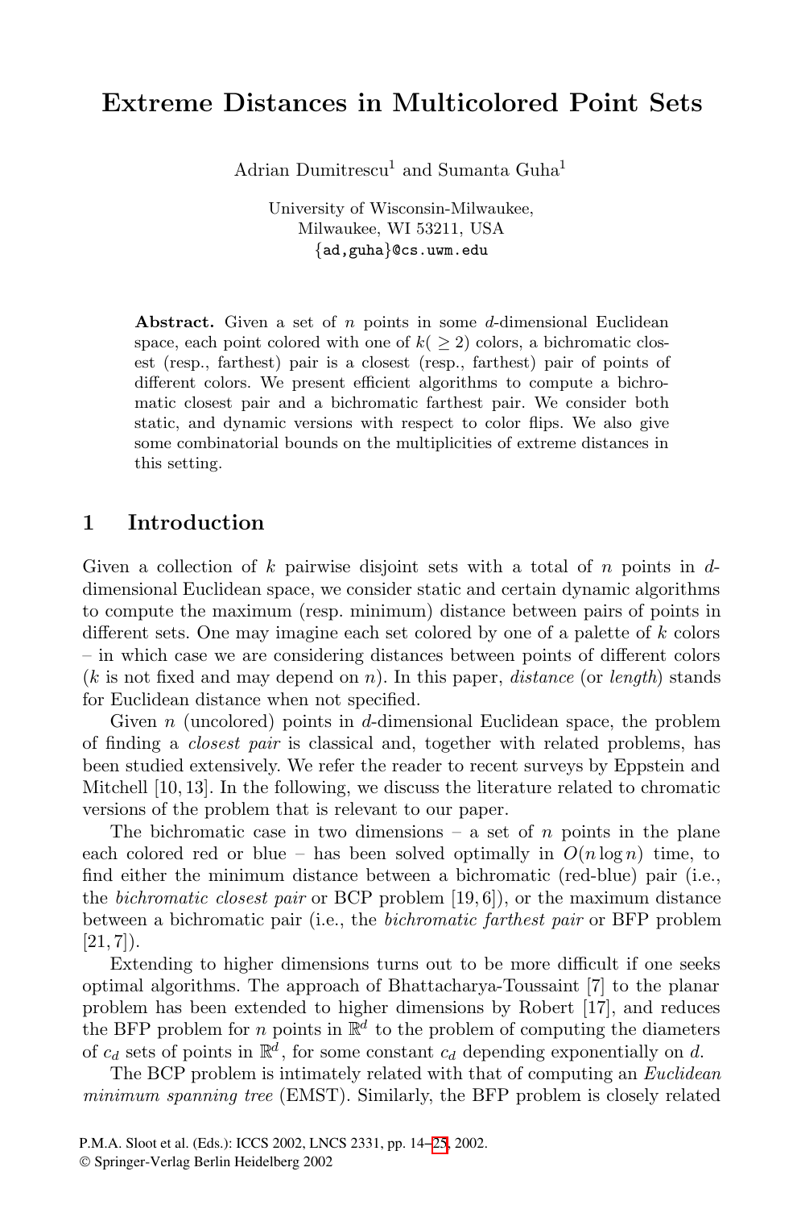# Extreme Distances in Multicolored Point Sets

Adrian Dumitrescu[1] and Sumanta Guha[1]

University of Wisconsin-Milwaukee,
Milwaukee, WI 53211, USA
{ad,guha}@cs.uwm.edu

**Abstract.** Given a set of $n$ points in some $d$-dimensional Euclidean space, each point colored with one of $k(\geq 2)$ colors, a bichromatic closest (resp., farthest) pair is a closest (resp., farthest) pair of points of different colors. We present efficient algorithms to compute a bichromatic closest pair and a bichromatic farthest pair. We consider both static, and dynamic versions with respect to color flips. We also give some combinatorial bounds on the multiplicities of extreme distances in this setting.

## 1 Introduction

Given a collection of $k$ pairwise disjoint sets with a total of $n$ points in $d$-dimensional Euclidean space, we consider static and certain dynamic algorithms to compute the maximum (resp. minimum) distance between pairs of points in different sets. One may imagine each set colored by one of a palette of $k$ colors – in which case we are considering distances between points of different colors ($k$ is not fixed and may depend on $n$). In this paper, *distance* (or *length*) stands for Euclidean distance when not specified.

Given $n$ (uncolored) points in $d$-dimensional Euclidean space, the problem of finding a *closest pair* is classical and, together with related problems, has been studied extensively. We refer the reader to recent surveys by Eppstein and Mitchell [10, 13]. In the following, we discuss the literature related to chromatic versions of the problem that is relevant to our paper.

The bichromatic case in two dimensions – a set of $n$ points in the plane each colored red or blue – has been solved optimally in $O(n \log n)$ time, to find either the minimum distance between a bichromatic (red-blue) pair (i.e., the *bichromatic closest pair* or BCP problem [19, 6]), or the maximum distance between a bichromatic pair (i.e., the *bichromatic farthest pair* or BFP problem [21, 7]).

Extending to higher dimensions turns out to be more difficult if one seeks optimal algorithms. The approach of Bhattacharya-Toussaint [7] to the planar problem has been extended to higher dimensions by Robert [17], and reduces the BFP problem for $n$ points in $\mathbb{R}^d$ to the problem of computing the diameters of $c_d$ sets of points in $\mathbb{R}^d$, for some constant $c_d$ depending exponentially on $d$.

The BCP problem is intimately related with that of computing an *Euclidean minimum spanning tree* (EMST). Similarly, the BFP problem is closely related

P.M.A. Sloot et al. (Eds.): ICCS 2002, LNCS 2331, pp. 14–25, 2002.
© Springer-Verlag Berlin Heidelberg 2002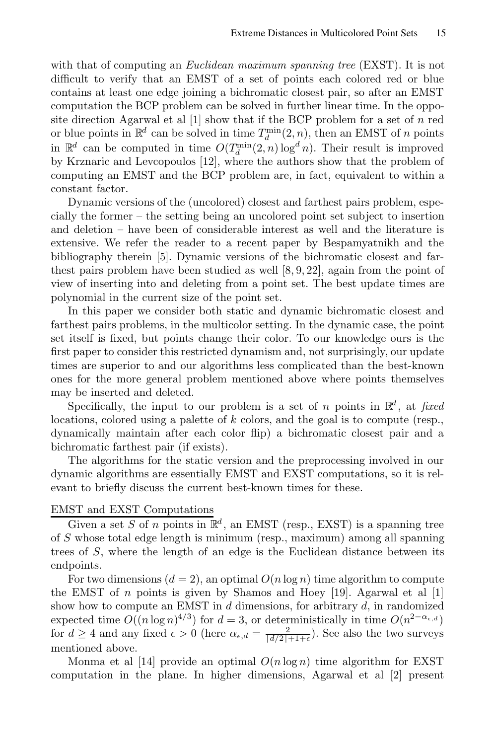with that of computing an *Euclidean maximum spanning tree* (EXST). It is not difficult to verify that an EMST of a set of points each colored red or blue contains at least one edge joining a bichromatic closest pair, so after an EMST computation the BCP problem can be solved in further linear time. In the opposite direction Agarwal et al [1] show that if the BCP problem for a set of $n$ red or blue points in $\mathbb{R}^d$ can be solved in time $T_d^{\min}(2,n)$, then an EMST of $n$ points in $\mathbb{R}^d$ can be computed in time $O(T_d^{\min}(2,n)\log^d n)$. Their result is improved by Krznaric and Levcopoulos [12], where the authors show that the problem of computing an EMST and the BCP problem are, in fact, equivalent to within a constant factor.

Dynamic versions of the (uncolored) closest and farthest pairs problem, especially the former – the setting being an uncolored point set subject to insertion and deletion – have been of considerable interest as well and the literature is extensive. We refer the reader to a recent paper by Bespamyatnikh and the bibliography therein [5]. Dynamic versions of the bichromatic closest and farthest pairs problem have been studied as well [8, 9, 22], again from the point of view of inserting into and deleting from a point set. The best update times are polynomial in the current size of the point set.

In this paper we consider both static and dynamic bichromatic closest and farthest pairs problems, in the multicolor setting. In the dynamic case, the point set itself is fixed, but points change their color. To our knowledge ours is the first paper to consider this restricted dynamism and, not surprisingly, our update times are superior to and our algorithms less complicated than the best-known ones for the more general problem mentioned above where points themselves may be inserted and deleted.

Specifically, the input to our problem is a set of $n$ points in $\mathbb{R}^d$, at *fixed* locations, colored using a palette of $k$ colors, and the goal is to compute (resp., dynamically maintain after each color flip) a bichromatic closest pair and a bichromatic farthest pair (if exists).

The algorithms for the static version and the preprocessing involved in our dynamic algorithms are essentially EMST and EXST computations, so it is relevant to briefly discuss the current best-known times for these.

EMST and EXST Computations

Given a set $S$ of $n$ points in $\mathbb{R}^d$, an EMST (resp., EXST) is a spanning tree of $S$ whose total edge length is minimum (resp., maximum) among all spanning trees of $S$, where the length of an edge is the Euclidean distance between its endpoints.

For two dimensions ($d = 2$), an optimal $O(n \log n)$ time algorithm to compute the EMST of $n$ points is given by Shamos and Hoey [19]. Agarwal et al [1] show how to compute an EMST in $d$ dimensions, for arbitrary $d$, in randomized expected time $O((n \log n)^{4/3})$ for $d = 3$, or deterministically in time $O(n^{2-\alpha_{\epsilon,d}})$ for $d \geq 4$ and any fixed $\epsilon > 0$ (here $\alpha_{\epsilon,d} = \frac{2}{\lceil d/2 \rceil + 1 + \epsilon}$). See also the two surveys mentioned above.

Monma et al [14] provide an optimal $O(n \log n)$ time algorithm for EXST computation in the plane. In higher dimensions, Agarwal et al [2] present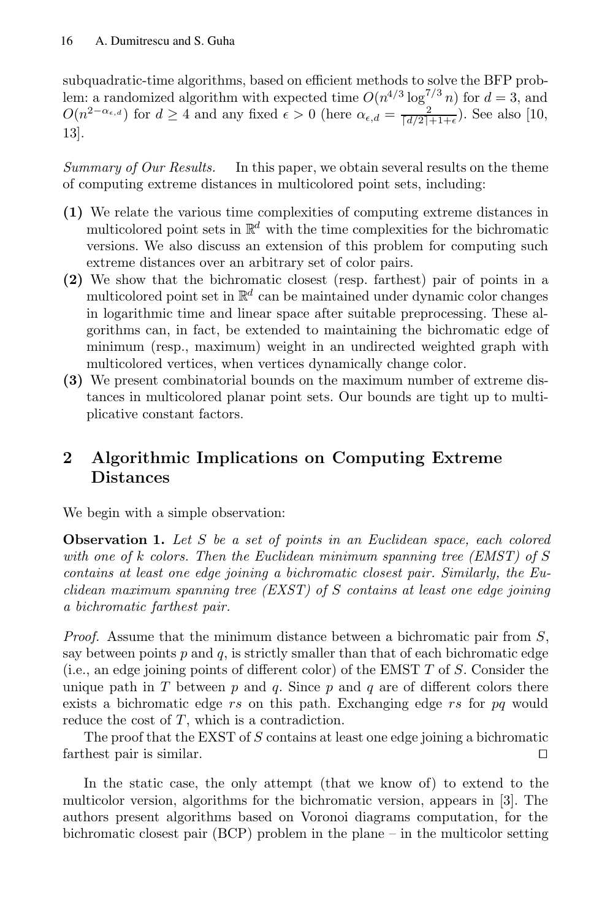subquadratic-time algorithms, based on efficient methods to solve the BFP problem: a randomized algorithm with expected time $O(n^{4/3} \log^{7/3} n)$ for $d = 3$, and $O(n^{2-\alpha_{\epsilon,d}})$ for $d \geq 4$ and any fixed $\epsilon > 0$ (here $\alpha_{\epsilon,d} = \frac{2}{\lceil d/2 \rceil + 1 + \epsilon}$). See also [10, 13].

*Summary of Our Results.* In this paper, we obtain several results on the theme of computing extreme distances in multicolored point sets, including:

**(1)** We relate the various time complexities of computing extreme distances in multicolored point sets in $\mathbb{R}^d$ with the time complexities for the bichromatic versions. We also discuss an extension of this problem for computing such extreme distances over an arbitrary set of color pairs.

**(2)** We show that the bichromatic closest (resp. farthest) pair of points in a multicolored point set in $\mathbb{R}^d$ can be maintained under dynamic color changes in logarithmic time and linear space after suitable preprocessing. These algorithms can, in fact, be extended to maintaining the bichromatic edge of minimum (resp., maximum) weight in an undirected weighted graph with multicolored vertices, when vertices dynamically change color.

**(3)** We present combinatorial bounds on the maximum number of extreme distances in multicolored planar point sets. Our bounds are tight up to multiplicative constant factors.

## 2 Algorithmic Implications on Computing Extreme Distances

We begin with a simple observation:

**Observation 1.** *Let $S$ be a set of points in an Euclidean space, each colored with one of $k$ colors. Then the Euclidean minimum spanning tree (EMST) of $S$ contains at least one edge joining a bichromatic closest pair. Similarly, the Euclidean maximum spanning tree (EXST) of $S$ contains at least one edge joining a bichromatic farthest pair.*

*Proof.* Assume that the minimum distance between a bichromatic pair from $S$, say between points $p$ and $q$, is strictly smaller than that of each bichromatic edge (i.e., an edge joining points of different color) of the EMST $T$ of $S$. Consider the unique path in $T$ between $p$ and $q$. Since $p$ and $q$ are of different colors there exists a bichromatic edge $rs$ on this path. Exchanging edge $rs$ for $pq$ would reduce the cost of $T$, which is a contradiction.

The proof that the EXST of $S$ contains at least one edge joining a bichromatic farthest pair is similar. □

In the static case, the only attempt (that we know of) to extend to the multicolor version, algorithms for the bichromatic version, appears in [3]. The authors present algorithms based on Voronoi diagrams computation, for the bichromatic closest pair (BCP) problem in the plane – in the multicolor setting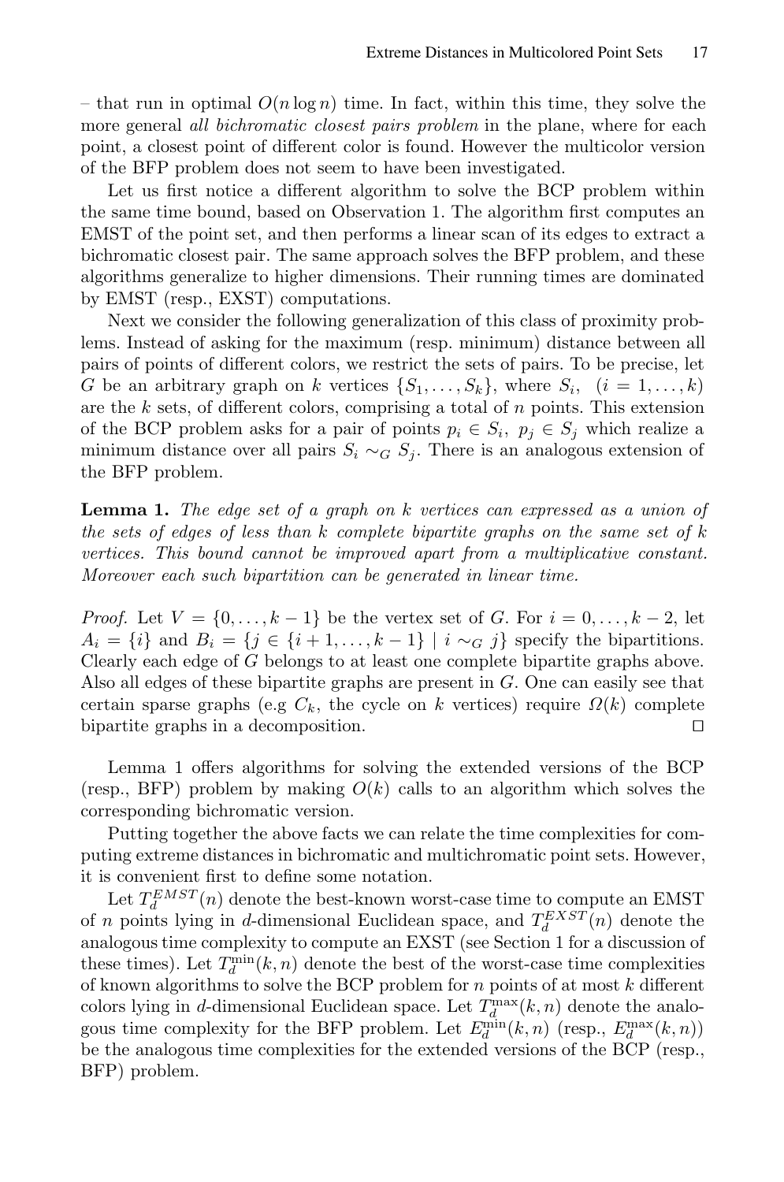– that run in optimal $O(n \log n)$ time. In fact, within this time, they solve the more general *all bichromatic closest pairs problem* in the plane, where for each point, a closest point of different color is found. However the multicolor version of the BFP problem does not seem to have been investigated.

Let us first notice a different algorithm to solve the BCP problem within the same time bound, based on Observation 1. The algorithm first computes an EMST of the point set, and then performs a linear scan of its edges to extract a bichromatic closest pair. The same approach solves the BFP problem, and these algorithms generalize to higher dimensions. Their running times are dominated by EMST (resp., EXST) computations.

Next we consider the following generalization of this class of proximity problems. Instead of asking for the maximum (resp. minimum) distance between all pairs of points of different colors, we restrict the sets of pairs. To be precise, let $G$ be an arbitrary graph on $k$ vertices $\{S_1, \dots, S_k\}$, where $S_i$, $(i = 1, \dots, k)$ are the $k$ sets, of different colors, comprising a total of $n$ points. This extension of the BCP problem asks for a pair of points $p_i \in S_i$, $p_j \in S_j$ which realize a minimum distance over all pairs $S_i \sim_G S_j$. There is an analogous extension of the BFP problem.

**Lemma 1.** *The edge set of a graph on $k$ vertices can expressed as a union of the sets of edges of less than $k$ complete bipartite graphs on the same set of $k$ vertices. This bound cannot be improved apart from a multiplicative constant. Moreover each such bipartition can be generated in linear time.*

*Proof.* Let $V = \{0, \dots, k-1\}$ be the vertex set of $G$. For $i = 0, \dots, k-2$, let $A_i = \{i\}$ and $B_i = \{j \in \{i+1, \dots, k-1\} \mid i \sim_G j\}$ specify the bipartitions. Clearly each edge of $G$ belongs to at least one complete bipartite graphs above. Also all edges of these bipartite graphs are present in $G$. One can easily see that certain sparse graphs (e.g $C_k$, the cycle on $k$ vertices) require $\Omega(k)$ complete bipartite graphs in a decomposition. □

Lemma 1 offers algorithms for solving the extended versions of the BCP (resp., BFP) problem by making $O(k)$ calls to an algorithm which solves the corresponding bichromatic version.

Putting together the above facts we can relate the time complexities for computing extreme distances in bichromatic and multichromatic point sets. However, it is convenient first to define some notation.

Let $T_d^{EMST}(n)$ denote the best-known worst-case time to compute an EMST of $n$ points lying in $d$-dimensional Euclidean space, and $T_d^{EXST}(n)$ denote the analogous time complexity to compute an EXST (see Section 1 for a discussion of these times). Let $T_d^{\min}(k, n)$ denote the best of the worst-case time complexities of known algorithms to solve the BCP problem for $n$ points of at most $k$ different colors lying in $d$-dimensional Euclidean space. Let $T_d^{\max}(k, n)$ denote the analogous time complexity for the BFP problem. Let $E_d^{\min}(k, n)$ (resp., $E_d^{\max}(k, n)$) be the analogous time complexities for the extended versions of the BCP (resp., BFP) problem.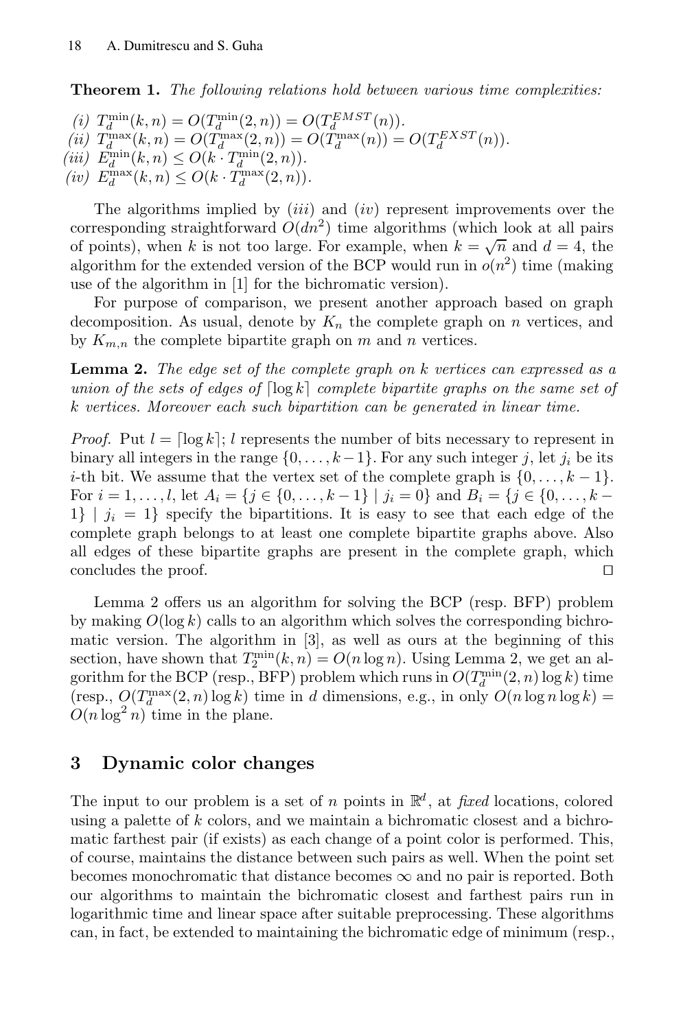**Theorem 1.** *The following relations hold between various time complexities:*

*(i)* $T_d^{\min}(k, n) = O(T_d^{\min}(2, n)) = O(T_d^{EMST}(n))$.
*(ii)* $T_d^{\max}(k, n) = O(T_d^{\max}(2, n)) = O(T_d^{\max}(n)) = O(T_d^{EXST}(n))$.
*(iii)* $E_d^{\min}(k, n) \leq O(k \cdot T_d^{\min}(2, n))$.
*(iv)* $E_d^{\max}(k, n) \leq O(k \cdot T_d^{\max}(2, n))$.

The algorithms implied by *(iii)* and *(iv)* represent improvements over the corresponding straightforward $O(dn^2)$ time algorithms (which look at all pairs of points), when $k$ is not too large. For example, when $k = \sqrt{n}$ and $d = 4$, the algorithm for the extended version of the BCP would run in $o(n^2)$ time (making use of the algorithm in [1] for the bichromatic version).

For purpose of comparison, we present another approach based on graph decomposition. As usual, denote by $K_n$ the complete graph on $n$ vertices, and by $K_{m,n}$ the complete bipartite graph on $m$ and $n$ vertices.

**Lemma 2.** *The edge set of the complete graph on $k$ vertices can expressed as a union of the sets of edges of $\lceil \log k \rceil$ complete bipartite graphs on the same set of $k$ vertices. Moreover each such bipartition can be generated in linear time.*

*Proof.* Put $l = \lceil \log k \rceil$; $l$ represents the number of bits necessary to represent in binary all integers in the range $\{0, \ldots, k-1\}$. For any such integer $j$, let $j_i$ be its $i$-th bit. We assume that the vertex set of the complete graph is $\{0, \ldots, k-1\}$. For $i = 1, \ldots, l$, let $A_i = \{j \in \{0, \ldots, k-1\} \mid j_i = 0\}$ and $B_i = \{j \in \{0, \ldots, k-1\} \mid j_i = 1\}$ specify the bipartitions. It is easy to see that each edge of the complete graph belongs to at least one complete bipartite graphs above. Also all edges of these bipartite graphs are present in the complete graph, which concludes the proof. □

Lemma 2 offers us an algorithm for solving the BCP (resp. BFP) problem by making $O(\log k)$ calls to an algorithm which solves the corresponding bichromatic version. The algorithm in [3], as well as ours at the beginning of this section, have shown that $T_2^{\min}(k, n) = O(n \log n)$. Using Lemma 2, we get an algorithm for the BCP (resp., BFP) problem which runs in $O(T_d^{\min}(2, n) \log k)$ time (resp., $O(T_d^{\max}(2, n) \log k)$ time in $d$ dimensions, e.g., in only $O(n \log n \log k) = O(n \log^2 n)$ time in the plane.

## 3 Dynamic color changes

The input to our problem is a set of $n$ points in $\mathbb{R}^d$, at *fixed* locations, colored using a palette of $k$ colors, and we maintain a bichromatic closest and a bichromatic farthest pair (if exists) as each change of a point color is performed. This, of course, maintains the distance between such pairs as well. When the point set becomes monochromatic that distance becomes $\infty$ and no pair is reported. Both our algorithms to maintain the bichromatic closest and farthest pairs run in logarithmic time and linear space after suitable preprocessing. These algorithms can, in fact, be extended to maintaining the bichromatic edge of minimum (resp.,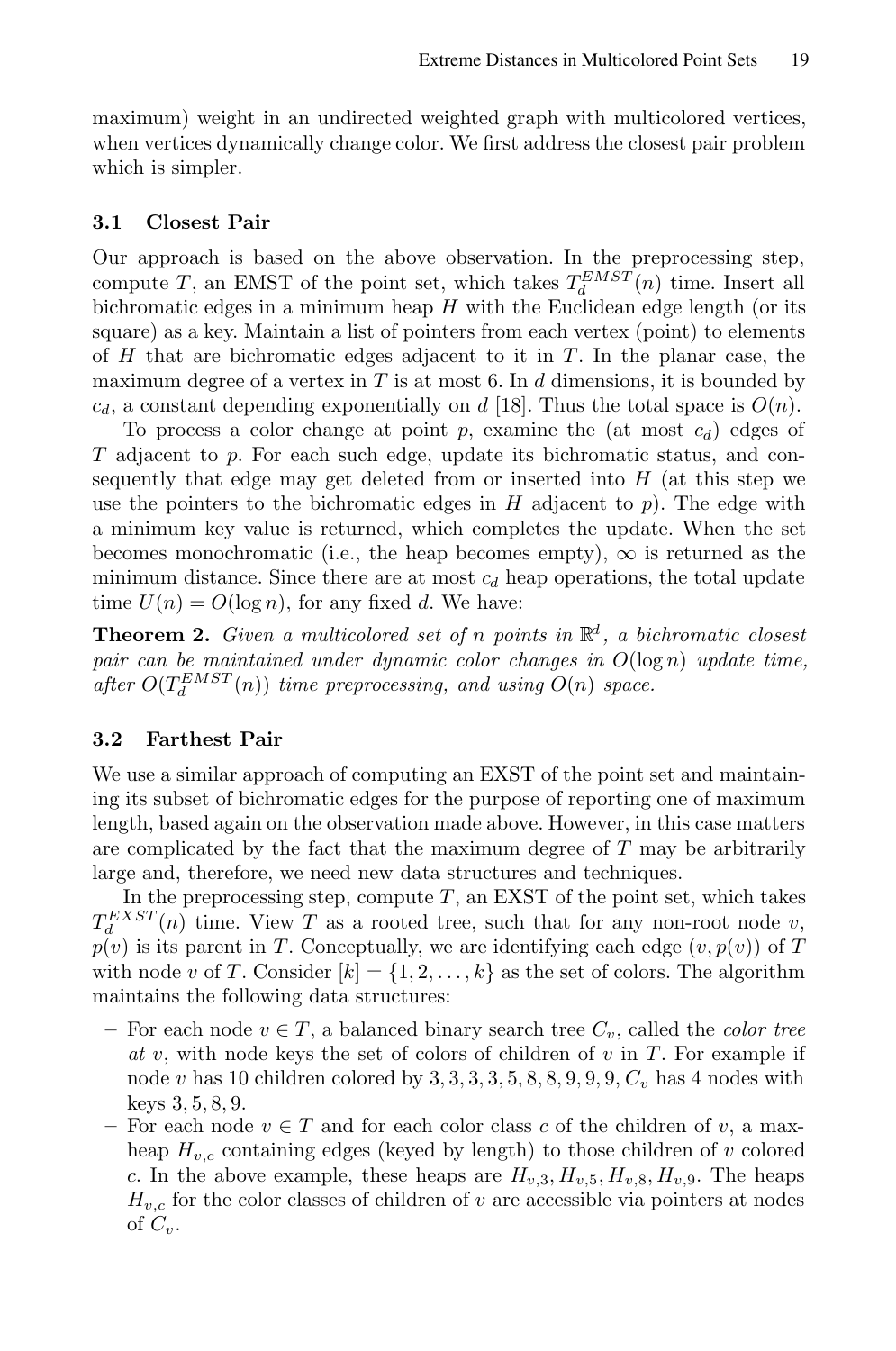maximum) weight in an undirected weighted graph with multicolored vertices, when vertices dynamically change color. We first address the closest pair problem which is simpler.

### 3.1 Closest Pair

Our approach is based on the above observation. In the preprocessing step, compute $T$, an EMST of the point set, which takes $T_d^{EMST}(n)$ time. Insert all bichromatic edges in a minimum heap $H$ with the Euclidean edge length (or its square) as a key. Maintain a list of pointers from each vertex (point) to elements of $H$ that are bichromatic edges adjacent to it in $T$. In the planar case, the maximum degree of a vertex in $T$ is at most 6. In $d$ dimensions, it is bounded by $c_d$, a constant depending exponentially on $d$ [18]. Thus the total space is $O(n)$.

To process a color change at point $p$, examine the (at most $c_d$) edges of $T$ adjacent to $p$. For each such edge, update its bichromatic status, and consequently that edge may get deleted from or inserted into $H$ (at this step we use the pointers to the bichromatic edges in $H$ adjacent to $p$). The edge with a minimum key value is returned, which completes the update. When the set becomes monochromatic (i.e., the heap becomes empty), $\infty$ is returned as the minimum distance. Since there are at most $c_d$ heap operations, the total update time $U(n) = O(\log n)$, for any fixed $d$. We have:

**Theorem 2.** *Given a multicolored set of $n$ points in $\mathbb{R}^d$, a bichromatic closest pair can be maintained under dynamic color changes in $O(\log n)$ update time, after $O(T_d^{EMST}(n))$ time preprocessing, and using $O(n)$ space.*

### 3.2 Farthest Pair

We use a similar approach of computing an EXST of the point set and maintaining its subset of bichromatic edges for the purpose of reporting one of maximum length, based again on the observation made above. However, in this case matters are complicated by the fact that the maximum degree of $T$ may be arbitrarily large and, therefore, we need new data structures and techniques.

In the preprocessing step, compute $T$, an EXST of the point set, which takes $T_d^{EXST}(n)$ time. View $T$ as a rooted tree, such that for any non-root node $v$, $p(v)$ is its parent in $T$. Conceptually, we are identifying each edge $(v, p(v))$ of $T$ with node $v$ of $T$. Consider $[k] = \{1, 2, \ldots, k\}$ as the set of colors. The algorithm maintains the following data structures:

- For each node $v \in T$, a balanced binary search tree $C_v$, called the *color tree at* $v$, with node keys the set of colors of children of $v$ in $T$. For example if node $v$ has 10 children colored by $3, 3, 3, 3, 5, 8, 8, 9, 9, 9$, $C_v$ has 4 nodes with keys $3, 5, 8, 9$.
- For each node $v \in T$ and for each color class $c$ of the children of $v$, a max-heap $H_{v,c}$ containing edges (keyed by length) to those children of $v$ colored $c$. In the above example, these heaps are $H_{v,3}, H_{v,5}, H_{v,8}, H_{v,9}$. The heaps $H_{v,c}$ for the color classes of children of $v$ are accessible via pointers at nodes of $C_v$.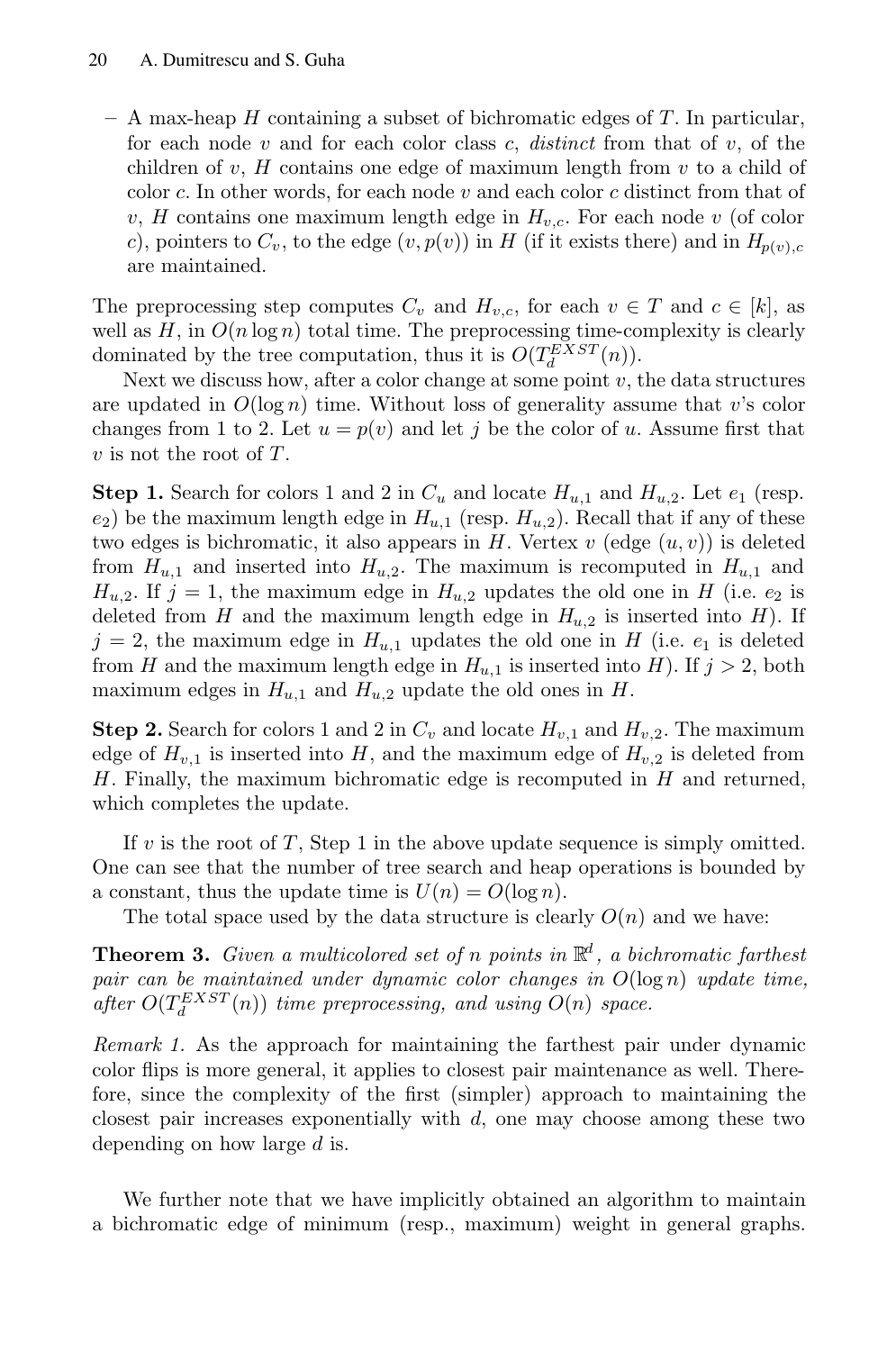– A max-heap $H$ containing a subset of bichromatic edges of $T$. In particular, for each node $v$ and for each color class $c$, *distinct* from that of $v$, of the children of $v$, $H$ contains one edge of maximum length from $v$ to a child of color $c$. In other words, for each node $v$ and each color $c$ distinct from that of $v$, $H$ contains one maximum length edge in $H_{v,c}$. For each node $v$ (of color $c$), pointers to $C_v$, to the edge $(v, p(v))$ in $H$ (if it exists there) and in $H_{p(v),c}$ are maintained.

The preprocessing step computes $C_v$ and $H_{v,c}$, for each $v \in T$ and $c \in [k]$, as well as $H$, in $O(n \log n)$ total time. The preprocessing time-complexity is clearly dominated by the tree computation, thus it is $O(T_d^{EXST}(n))$.

Next we discuss how, after a color change at some point $v$, the data structures are updated in $O(\log n)$ time. Without loss of generality assume that $v$'s color changes from 1 to 2. Let $u = p(v)$ and let $j$ be the color of $u$. Assume first that $v$ is not the root of $T$.

**Step 1.** Search for colors 1 and 2 in $C_u$ and locate $H_{u,1}$ and $H_{u,2}$. Let $e_1$ (resp. $e_2$) be the maximum length edge in $H_{u,1}$ (resp. $H_{u,2}$). Recall that if any of these two edges is bichromatic, it also appears in $H$. Vertex $v$ (edge $(u, v)$) is deleted from $H_{u,1}$ and inserted into $H_{u,2}$. The maximum is recomputed in $H_{u,1}$ and $H_{u,2}$. If $j = 1$, the maximum edge in $H_{u,2}$ updates the old one in $H$ (i.e. $e_2$ is deleted from $H$ and the maximum length edge in $H_{u,2}$ is inserted into $H$). If $j = 2$, the maximum edge in $H_{u,1}$ updates the old one in $H$ (i.e. $e_1$ is deleted from $H$ and the maximum length edge in $H_{u,1}$ is inserted into $H$). If $j > 2$, both maximum edges in $H_{u,1}$ and $H_{u,2}$ update the old ones in $H$.

**Step 2.** Search for colors 1 and 2 in $C_v$ and locate $H_{v,1}$ and $H_{v,2}$. The maximum edge of $H_{v,1}$ is inserted into $H$, and the maximum edge of $H_{v,2}$ is deleted from $H$. Finally, the maximum bichromatic edge is recomputed in $H$ and returned, which completes the update.

If $v$ is the root of $T$, Step 1 in the above update sequence is simply omitted. One can see that the number of tree search and heap operations is bounded by a constant, thus the update time is $U(n) = O(\log n)$.

The total space used by the data structure is clearly $O(n)$ and we have:

**Theorem 3.** *Given a multicolored set of $n$ points in $\mathbb{R}^d$, a bichromatic farthest pair can be maintained under dynamic color changes in $O(\log n)$ update time, after $O(T_d^{EXST}(n))$ time preprocessing, and using $O(n)$ space.*

*Remark 1.* As the approach for maintaining the farthest pair under dynamic color flips is more general, it applies to closest pair maintenance as well. Therefore, since the complexity of the first (simpler) approach to maintaining the closest pair increases exponentially with $d$, one may choose among these two depending on how large $d$ is.

We further note that we have implicitly obtained an algorithm to maintain a bichromatic edge of minimum (resp., maximum) weight in general graphs.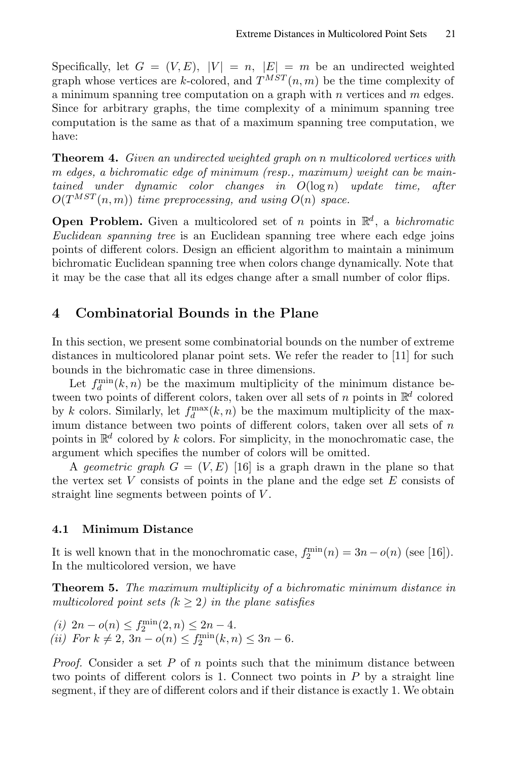Specifically, let $G = (V, E)$, $|V| = n$, $|E| = m$ be an undirected weighted graph whose vertices are $k$-colored, and $T^{MST}(n, m)$ be the time complexity of a minimum spanning tree computation on a graph with $n$ vertices and $m$ edges. Since for arbitrary graphs, the time complexity of a minimum spanning tree computation is the same as that of a maximum spanning tree computation, we have:

**Theorem 4.** *Given an undirected weighted graph on $n$ multicolored vertices with $m$ edges, a bichromatic edge of minimum (resp., maximum) weight can be maintained under dynamic color changes in $O(\log n)$ update time, after $O(T^{MST}(n, m))$ time preprocessing, and using $O(n)$ space.*

**Open Problem.** Given a multicolored set of $n$ points in $\mathbb{R}^d$, a *bichromatic Euclidean spanning tree* is an Euclidean spanning tree where each edge joins points of different colors. Design an efficient algorithm to maintain a minimum bichromatic Euclidean spanning tree when colors change dynamically. Note that it may be the case that all its edges change after a small number of color flips.

## 4 Combinatorial Bounds in the Plane

In this section, we present some combinatorial bounds on the number of extreme distances in multicolored planar point sets. We refer the reader to [11] for such bounds in the bichromatic case in three dimensions.

Let $f_d^{\min}(k, n)$ be the maximum multiplicity of the minimum distance between two points of different colors, taken over all sets of $n$ points in $\mathbb{R}^d$ colored by $k$ colors. Similarly, let $f_d^{\max}(k, n)$ be the maximum multiplicity of the maximum distance between two points of different colors, taken over all sets of $n$ points in $\mathbb{R}^d$ colored by $k$ colors. For simplicity, in the monochromatic case, the argument which specifies the number of colors will be omitted.

A *geometric graph* $G = (V, E)$ [16] is a graph drawn in the plane so that the vertex set $V$ consists of points in the plane and the edge set $E$ consists of straight line segments between points of $V$.

### 4.1 Minimum Distance

It is well known that in the monochromatic case, $f_2^{\min}(n) = 3n - o(n)$ (see [16]). In the multicolored version, we have

**Theorem 5.** *The maximum multiplicity of a bichromatic minimum distance in multicolored point sets ($k \geq 2$) in the plane satisfies*

*(i)* $2n - o(n) \leq f_2^{\min}(2, n) \leq 2n - 4$.
*(ii) For* $k \neq 2$, $3n - o(n) \leq f_2^{\min}(k, n) \leq 3n - 6$.

*Proof.* Consider a set $P$ of $n$ points such that the minimum distance between two points of different colors is 1. Connect two points in $P$ by a straight line segment, if they are of different colors and if their distance is exactly 1. We obtain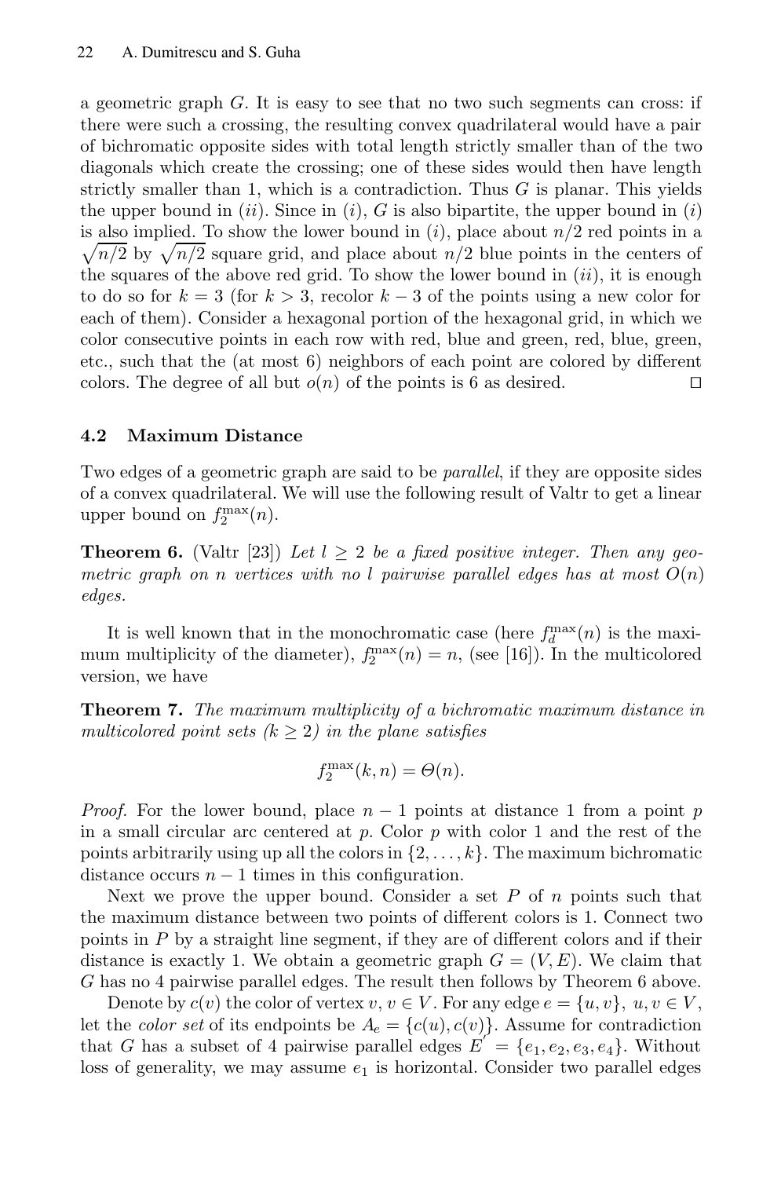a geometric graph $G$. It is easy to see that no two such segments can cross: if there were such a crossing, the resulting convex quadrilateral would have a pair of bichromatic opposite sides with total length strictly smaller than of the two diagonals which create the crossing; one of these sides would then have length strictly smaller than 1, which is a contradiction. Thus $G$ is planar. This yields the upper bound in $(ii)$. Since in $(i)$, $G$ is also bipartite, the upper bound in $(i)$ is also implied. To show the lower bound in $(i)$, place about $n/2$ red points in a $\sqrt{n/2}$ by $\sqrt{n/2}$ square grid, and place about $n/2$ blue points in the centers of the squares of the above red grid. To show the lower bound in $(ii)$, it is enough to do so for $k = 3$ (for $k > 3$, recolor $k - 3$ of the points using a new color for each of them). Consider a hexagonal portion of the hexagonal grid, in which we color consecutive points in each row with red, blue and green, red, blue, green, etc., such that the (at most 6) neighbors of each point are colored by different colors. The degree of all but $o(n)$ of the points is 6 as desired. □

### 4.2 Maximum Distance

Two edges of a geometric graph are said to be *parallel*, if they are opposite sides of a convex quadrilateral. We will use the following result of Valtr to get a linear upper bound on $f_2^{\max}(n)$.

**Theorem 6.** (Valtr [23]) *Let $l \geq 2$ be a fixed positive integer. Then any geometric graph on $n$ vertices with no $l$ pairwise parallel edges has at most $O(n)$ edges.*

It is well known that in the monochromatic case (here $f_d^{\max}(n)$ is the maximum multiplicity of the diameter), $f_2^{\max}(n) = n$, (see [16]). In the multicolored version, we have

**Theorem 7.** *The maximum multiplicity of a bichromatic maximum distance in multicolored point sets ($k \geq 2$) in the plane satisfies*

$$f_2^{\max}(k, n) = \Theta(n).$$

*Proof.* For the lower bound, place $n - 1$ points at distance 1 from a point $p$ in a small circular arc centered at $p$. Color $p$ with color 1 and the rest of the points arbitrarily using up all the colors in $\{2, \ldots, k\}$. The maximum bichromatic distance occurs $n - 1$ times in this configuration.

Next we prove the upper bound. Consider a set $P$ of $n$ points such that the maximum distance between two points of different colors is 1. Connect two points in $P$ by a straight line segment, if they are of different colors and if their distance is exactly 1. We obtain a geometric graph $G = (V, E)$. We claim that $G$ has no 4 pairwise parallel edges. The result then follows by Theorem 6 above.

Denote by $c(v)$ the color of vertex $v$, $v \in V$. For any edge $e = \{u, v\}$, $u, v \in V$, let the *color set* of its endpoints be $A_e = \{c(u), c(v)\}$. Assume for contradiction that $G$ has a subset of 4 pairwise parallel edges $E' = \{e_1, e_2, e_3, e_4\}$. Without loss of generality, we may assume $e_1$ is horizontal. Consider two parallel edges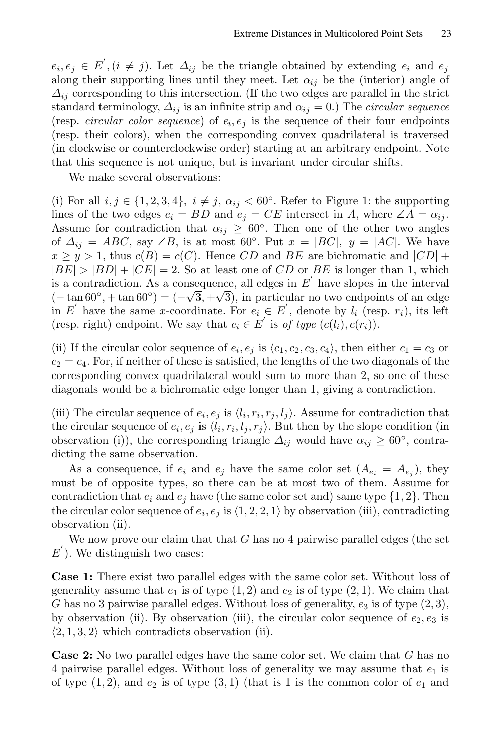$e_i, e_j \in E^{'}, (i \neq j)$. Let $\Delta_{ij}$ be the triangle obtained by extending $e_i$ and $e_j$ along their supporting lines until they meet. Let $\alpha_{ij}$ be the (interior) angle of $\Delta_{ij}$ corresponding to this intersection. (If the two edges are parallel in the strict standard terminology, $\Delta_{ij}$ is an infinite strip and $\alpha_{ij} = 0$.) The *circular sequence* (resp. *circular color sequence*) of $e_i, e_j$ is the sequence of their four endpoints (resp. their colors), when the corresponding convex quadrilateral is traversed (in clockwise or counterclockwise order) starting at an arbitrary endpoint. Note that this sequence is not unique, but is invariant under circular shifts.

We make several observations:

(i) For all $i, j \in \{1, 2, 3, 4\}$, $i \neq j$, $\alpha_{ij} < 60°$. Refer to Figure 1: the supporting lines of the two edges $e_i = BD$ and $e_j = CE$ intersect in $A$, where $\angle A = \alpha_{ij}$. Assume for contradiction that $\alpha_{ij} \geq 60°$. Then one of the other two angles of $\Delta_{ij} = ABC$, say $\angle B$, is at most $60°$. Put $x = |BC|$, $y = |AC|$. We have $x \geq y > 1$, thus $c(B) = c(C)$. Hence $CD$ and $BE$ are bichromatic and $|CD| + |BE| > |BD| + |CE| = 2$. So at least one of $CD$ or $BE$ is longer than 1, which is a contradiction. As a consequence, all edges in $E^{'}$ have slopes in the interval $(-\tan 60°, +\tan 60°) = (-\sqrt{3}, +\sqrt{3})$, in particular no two endpoints of an edge in $E^{'}$ have the same $x$-coordinate. For $e_i \in E^{'}$, denote by $l_i$ (resp. $r_i$), its left (resp. right) endpoint. We say that $e_i \in E^{'}$ is *of type* $(c(l_i), c(r_i))$.

(ii) If the circular color sequence of $e_i, e_j$ is $\langle c_1, c_2, c_3, c_4 \rangle$, then either $c_1 = c_3$ or $c_2 = c_4$. For, if neither of these is satisfied, the lengths of the two diagonals of the corresponding convex quadrilateral would sum to more than 2, so one of these diagonals would be a bichromatic edge longer than 1, giving a contradiction.

(iii) The circular sequence of $e_i, e_j$ is $\langle l_i, r_i, r_j, l_j \rangle$. Assume for contradiction that the circular sequence of $e_i, e_j$ is $\langle l_i, r_i, l_j, r_j \rangle$. But then by the slope condition (in observation (i)), the corresponding triangle $\Delta_{ij}$ would have $\alpha_{ij} \geq 60°$, contradicting the same observation.

As a consequence, if $e_i$ and $e_j$ have the same color set ($A_{e_i} = A_{e_j}$), they must be of opposite types, so there can be at most two of them. Assume for contradiction that $e_i$ and $e_j$ have (the same color set and) same type $\{1, 2\}$. Then the circular color sequence of $e_i, e_j$ is $\langle 1, 2, 2, 1 \rangle$ by observation (iii), contradicting observation (ii).

We now prove our claim that that $G$ has no 4 pairwise parallel edges (the set $E^{'}$). We distinguish two cases:

**Case 1:** There exist two parallel edges with the same color set. Without loss of generality assume that $e_1$ is of type $(1, 2)$ and $e_2$ is of type $(2, 1)$. We claim that $G$ has no 3 pairwise parallel edges. Without loss of generality, $e_3$ is of type $(2, 3)$, by observation (ii). By observation (iii), the circular color sequence of $e_2, e_3$ is $\langle 2, 1, 3, 2 \rangle$ which contradicts observation (ii).

**Case 2:** No two parallel edges have the same color set. We claim that $G$ has no 4 pairwise parallel edges. Without loss of generality we may assume that $e_1$ is of type $(1, 2)$, and $e_2$ is of type $(3, 1)$ (that is 1 is the common color of $e_1$ and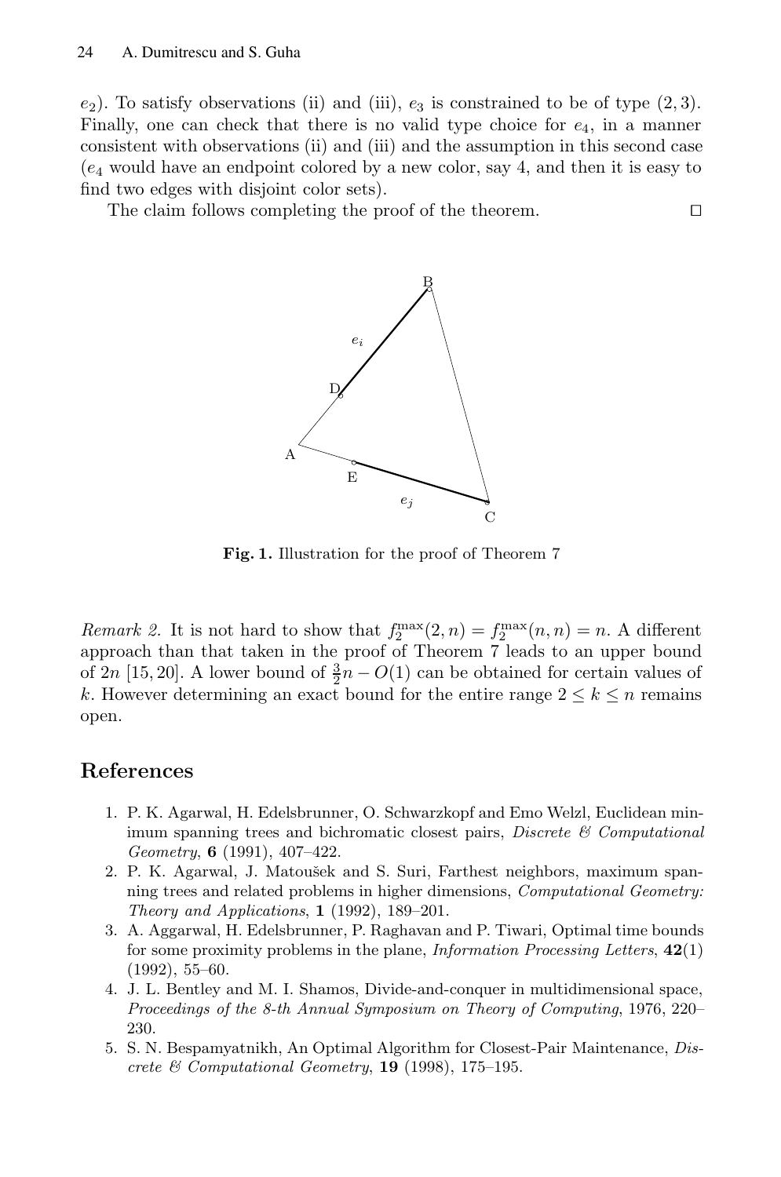$e_2$). To satisfy observations (ii) and (iii), $e_3$ is constrained to be of type $(2,3)$. Finally, one can check that there is no valid type choice for $e_4$, in a manner consistent with observations (ii) and (iii) and the assumption in this second case ($e_4$ would have an endpoint colored by a new color, say 4, and then it is easy to find two edges with disjoint color sets).

The claim follows completing the proof of the theorem. □

**Fig. 1.** Illustration for the proof of Theorem 7

*Remark 2.* It is not hard to show that $f_2^{\max}(2,n) = f_2^{\max}(n,n) = n$. A different approach than that taken in the proof of Theorem 7 leads to an upper bound of $2n$ [15, 20]. A lower bound of $\frac{3}{2}n - O(1)$ can be obtained for certain values of $k$. However determining an exact bound for the entire range $2 \leq k \leq n$ remains open.

## References

1. P. K. Agarwal, H. Edelsbrunner, O. Schwarzkopf and Emo Welzl, Euclidean minimum spanning trees and bichromatic closest pairs, *Discrete & Computational Geometry*, **6** (1991), 407–422.
2. P. K. Agarwal, J. Matoušek and S. Suri, Farthest neighbors, maximum spanning trees and related problems in higher dimensions, *Computational Geometry: Theory and Applications*, **1** (1992), 189–201.
3. A. Aggarwal, H. Edelsbrunner, P. Raghavan and P. Tiwari, Optimal time bounds for some proximity problems in the plane, *Information Processing Letters*, **42**(1) (1992), 55–60.
4. J. L. Bentley and M. I. Shamos, Divide-and-conquer in multidimensional space, *Proceedings of the 8-th Annual Symposium on Theory of Computing*, 1976, 220–230.
5. S. N. Bespamyatnikh, An Optimal Algorithm for Closest-Pair Maintenance, *Discrete & Computational Geometry*, **19** (1998), 175–195.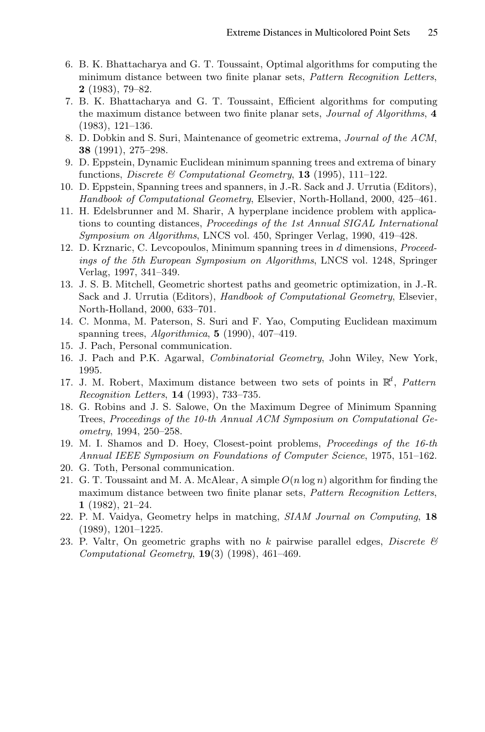6. B. K. Bhattacharya and G. T. Toussaint, Optimal algorithms for computing the minimum distance between two finite planar sets, *Pattern Recognition Letters*, **2** (1983), 79–82.
7. B. K. Bhattacharya and G. T. Toussaint, Efficient algorithms for computing the maximum distance between two finite planar sets, *Journal of Algorithms*, **4** (1983), 121–136.
8. D. Dobkin and S. Suri, Maintenance of geometric extrema, *Journal of the ACM*, **38** (1991), 275–298.
9. D. Eppstein, Dynamic Euclidean minimum spanning trees and extrema of binary functions, *Discrete & Computational Geometry*, **13** (1995), 111–122.
10. D. Eppstein, Spanning trees and spanners, in J.-R. Sack and J. Urrutia (Editors), *Handbook of Computational Geometry*, Elsevier, North-Holland, 2000, 425–461.
11. H. Edelsbrunner and M. Sharir, A hyperplane incidence problem with applications to counting distances, *Proceedings of the 1st Annual SIGAL International Symposium on Algorithms*, LNCS vol. 450, Springer Verlag, 1990, 419–428.
12. D. Krznaric, C. Levcopoulos, Minimum spanning trees in $d$ dimensions, *Proceedings of the 5th European Symposium on Algorithms*, LNCS vol. 1248, Springer Verlag, 1997, 341–349.
13. J. S. B. Mitchell, Geometric shortest paths and geometric optimization, in J.-R. Sack and J. Urrutia (Editors), *Handbook of Computational Geometry*, Elsevier, North-Holland, 2000, 633–701.
14. C. Monma, M. Paterson, S. Suri and F. Yao, Computing Euclidean maximum spanning trees, *Algorithmica*, **5** (1990), 407–419.
15. J. Pach, Personal communication.
16. J. Pach and P.K. Agarwal, *Combinatorial Geometry*, John Wiley, New York, 1995.
17. J. M. Robert, Maximum distance between two sets of points in $\mathbb{R}^d$, *Pattern Recognition Letters*, **14** (1993), 733–735.
18. G. Robins and J. S. Salowe, On the Maximum Degree of Minimum Spanning Trees, *Proceedings of the 10-th Annual ACM Symposium on Computational Geometry*, 1994, 250–258.
19. M. I. Shamos and D. Hoey, Closest-point problems, *Proceedings of the 16-th Annual IEEE Symposium on Foundations of Computer Science*, 1975, 151–162.
20. G. Toth, Personal communication.
21. G. T. Toussaint and M. A. McAlear, A simple $O(n \log n)$ algorithm for finding the maximum distance between two finite planar sets, *Pattern Recognition Letters*, **1** (1982), 21–24.
22. P. M. Vaidya, Geometry helps in matching, *SIAM Journal on Computing*, **18** (1989), 1201–1225.
23. P. Valtr, On geometric graphs with no $k$ pairwise parallel edges, *Discrete & Computational Geometry*, **19**(3) (1998), 461–469.